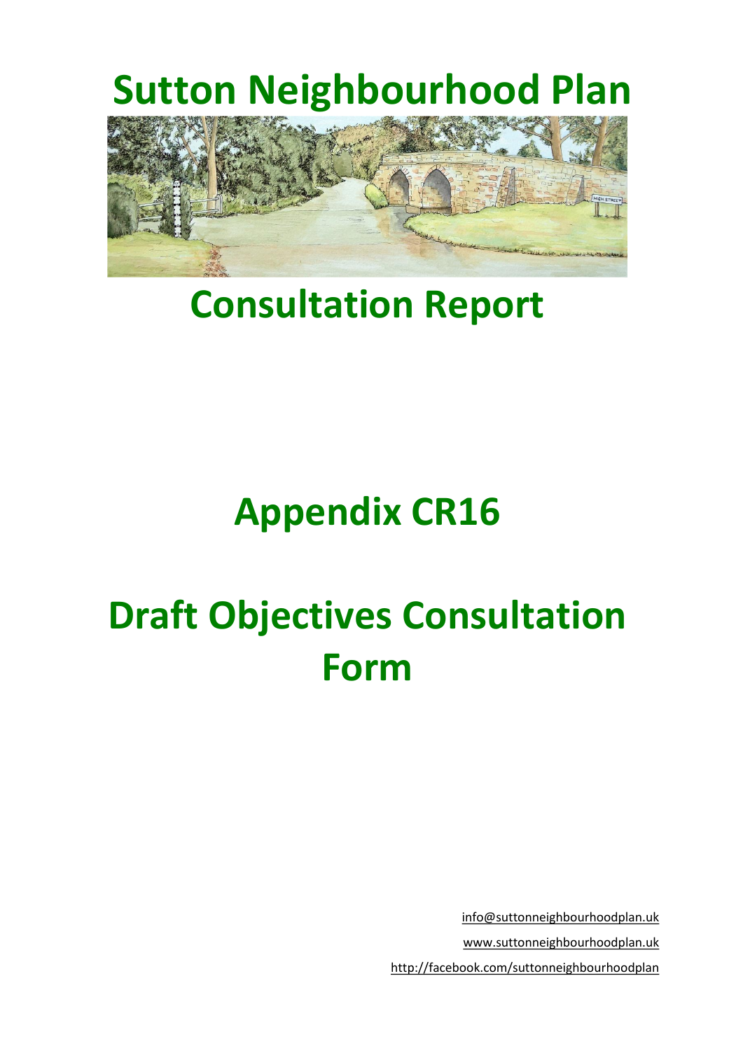# Sutton Neighbourhood Plan

# Consultation Report

# Appendix CR16

# Draft Objectives Consultation Form

info@suttonneighbourhoodplan.uk

www.suttonneighbourhoodplan.uk

http://facebook.com/suttonneighbourhoodplan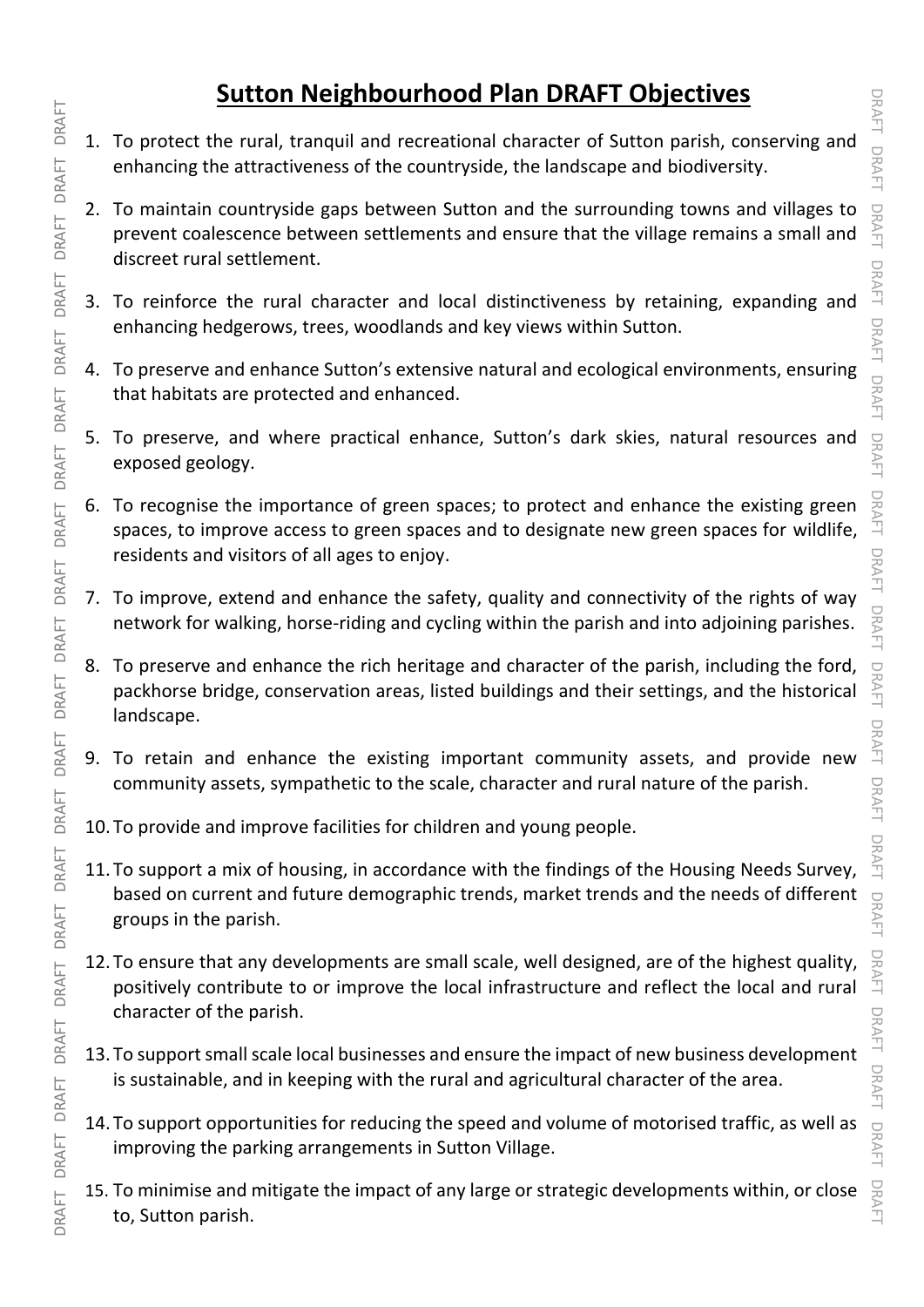# Sutton Neighbourhood Plan DRAFT Objectives

1. To protect the rural, tranquil and recreational character of Sutton parish, conserving and enhancing the attractiveness of the countryside, the landscape and biodiversity.
2. To maintain countryside gaps between Sutton and the surrounding towns and villages to prevent coalescence between settlements and ensure that the village remains a small and discreet rural settlement.
3. To reinforce the rural character and local distinctiveness by retaining, expanding and enhancing hedgerows, trees, woodlands and key views within Sutton.
4. To preserve and enhance Sutton's extensive natural and ecological environments, ensuring that habitats are protected and enhanced.
5. To preserve, and where practical enhance, Sutton's dark skies, natural resources and exposed geology.
6. To recognise the importance of green spaces; to protect and enhance the existing green spaces, to improve access to green spaces and to designate new green spaces for wildlife, residents and visitors of all ages to enjoy.
7. To improve, extend and enhance the safety, quality and connectivity of the rights of way network for walking, horse-riding and cycling within the parish and into adjoining parishes.
8. To preserve and enhance the rich heritage and character of the parish, including the ford, packhorse bridge, conservation areas, listed buildings and their settings, and the historical landscape.
9. To retain and enhance the existing important community assets, and provide new community assets, sympathetic to the scale, character and rural nature of the parish.
10. To provide and improve facilities for children and young people.
11. To support a mix of housing, in accordance with the findings of the Housing Needs Survey, based on current and future demographic trends, market trends and the needs of different groups in the parish.
12. To ensure that any developments are small scale, well designed, are of the highest quality, positively contribute to or improve the local infrastructure and reflect the local and rural character of the parish.
13. To support small scale local businesses and ensure the impact of new business development is sustainable, and in keeping with the rural and agricultural character of the area.
14. To support opportunities for reducing the speed and volume of motorised traffic, as well as improving the parking arrangements in Sutton Village.
15. To minimise and mitigate the impact of any large or strategic developments within, or close to, Sutton parish.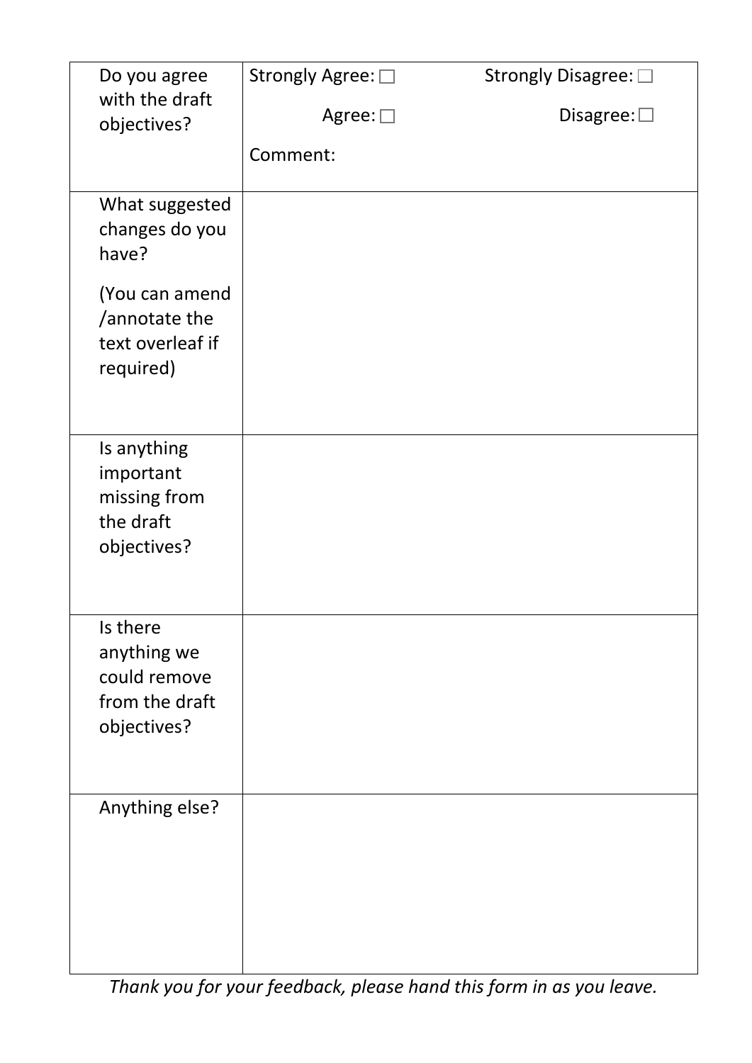| | |
|---|---|
| Do you agree with the draft objectives? | Strongly Agree: ☐ Strongly Disagree: ☐<br>Agree: ☐ Disagree: ☐<br>Comment: |
| What suggested changes do you have?<br>(You can amend /annotate the text overleaf if required) | |
| Is anything important missing from the draft objectives? | |
| Is there anything we could remove from the draft objectives? | |
| Anything else? | |

*Thank you for your feedback, please hand this form in as you leave.*